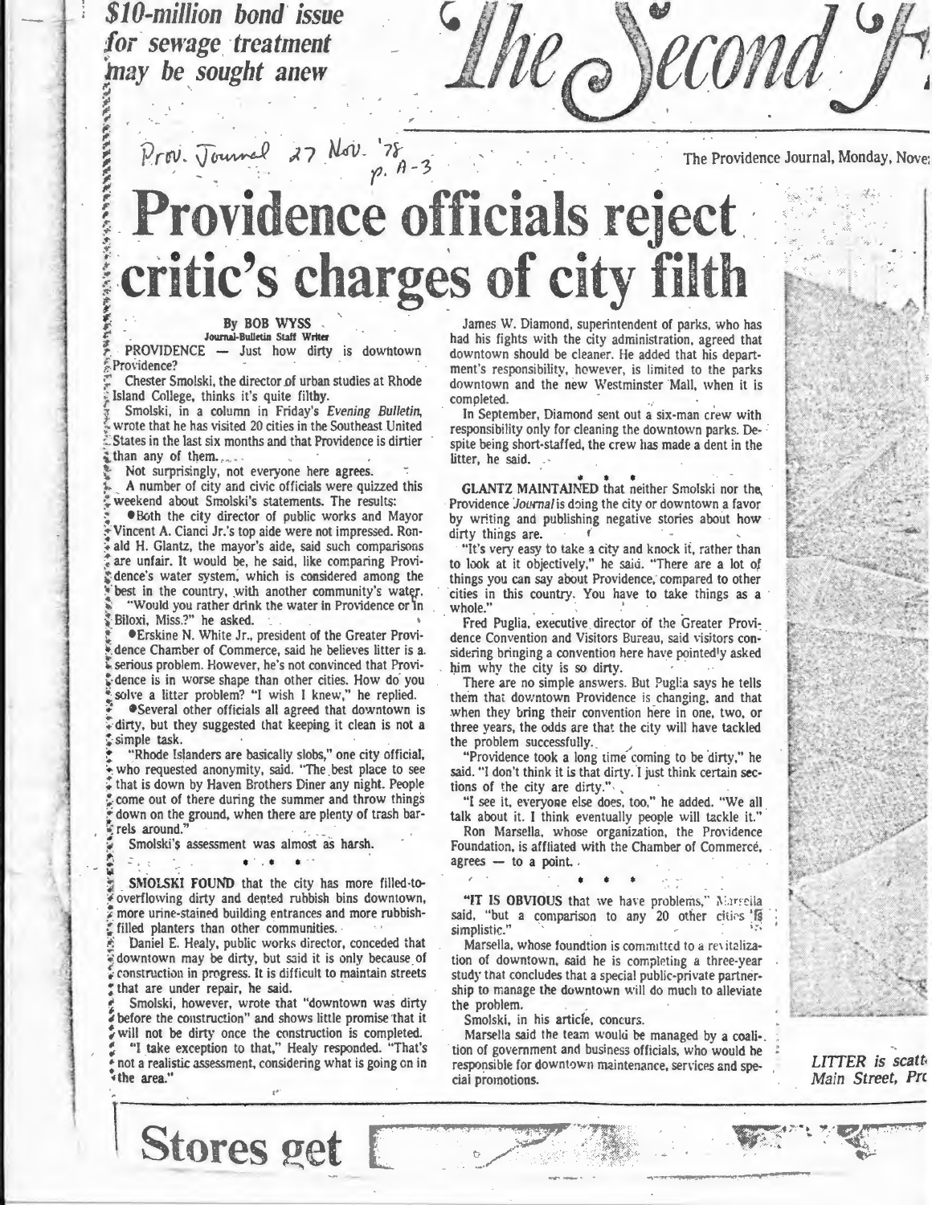$10-million bond issue for sewage treatment may be sought anew

*The Second F*

Prov. Journal 27 Nov. '78 p. A-3

The Providence Journal, Monday, Nove

# Providence officials reject critic's charges of city filth

**By BOB WYSS**
**Journal-Bulletin Staff Writer**

PROVIDENCE — Just how dirty is downtown Providence?

Chester Smolski, the director of urban studies at Rhode Island College, thinks it's quite filthy.

Smolski, in a column in Friday's *Evening Bulletin*, wrote that he has visited 20 cities in the Southeast United States in the last six months and that Providence is dirtier than any of them.

Not surprisingly, not everyone here agrees.

A number of city and civic officials were quizzed this weekend about Smolski's statements. The results:

- Both the city director of public works and Mayor Vincent A. Cianci Jr.'s top aide were not impressed. Ronald H. Glantz, the mayor's aide, said such comparisons are unfair. It would be, he said, like comparing Providence's water system, which is considered among the best in the country, with another community's water. "Would you rather drink the water in Providence or in Biloxi, Miss.?" he asked.
- Erskine N. White Jr., president of the Greater Providence Chamber of Commerce, said he believes litter is a serious problem. However, he's not convinced that Providence is in worse shape than other cities. How do you solve a litter problem? "I wish I knew," he replied.
- Several other officials all agreed that downtown is dirty, but they suggested that keeping it clean is not a simple task.

"Rhode Islanders are basically slobs," one city official, who requested anonymity, said. "The best place to see that is down by Haven Brothers Diner any night. People come out of there during the summer and throw things down on the ground, when there are plenty of trash barrels around."

Smolski's assessment was almost as harsh.

**SMOLSKI FOUND** that the city has more filled-to-overflowing dirty and dented rubbish bins downtown, more urine-stained building entrances and more rubbish-filled planters than other communities.

Daniel E. Healy, public works director, conceded that downtown may be dirty, but said it is only because of construction in progress. It is difficult to maintain streets that are under repair, he said.

Smolski, however, wrote that "downtown was dirty before the construction" and shows little promise that it will not be dirty once the construction is completed.

"I take exception to that," Healy responded. "That's not a realistic assessment, considering what is going on in the area."

James W. Diamond, superintendent of parks, who has had his fights with the city administration, agreed that downtown should be cleaner. He added that his department's responsibility, however, is limited to the parks downtown and the new Westminster Mall, when it is completed.

In September, Diamond sent out a six-man crew with responsibility only for cleaning the downtown parks. Despite being short-staffed, the crew has made a dent in the litter, he said.

**GLANTZ MAINTAINED** that neither Smolski nor the Providence *Journal* is doing the city or downtown a favor by writing and publishing negative stories about how dirty things are.

"It's very easy to take a city and knock it, rather than to look at it objectively," he said. "There are a lot of things you can say about Providence, compared to other cities in this country. You have to take things as a whole."

Fred Puglia, executive director of the Greater Providence Convention and Visitors Bureau, said visitors considering bringing a convention here have pointedly asked him why the city is so dirty.

There are no simple answers. But Puglia says he tells them that downtown Providence is changing, and that when they bring their convention here in one, two, or three years, the odds are that the city will have tackled the problem successfully.

"Providence took a long time coming to be dirty," he said. "I don't think it is that dirty. I just think certain sections of the city are dirty."

"I see it, everyone else does, too," he added. "We all talk about it. I think eventually people will tackle it."

Ron Marsella, whose organization, the Providence Foundation, is affiliated with the Chamber of Commerce, agrees — to a point.

**"IT IS OBVIOUS** that we have problems," Marsella said, "but a comparison to any 20 other cities is simplistic."

Marsella, whose foundtion is committed to a revitalization of downtown, said he is completing a three-year study that concludes that a special public-private partnership to manage the downtown will do much to alleviate the problem.

Smolski, in his article, concurs.

Marsella said the team would be managed by a coalition of government and business officials, who would be responsible for downtown maintenance, services and special promotions.

*LITTER is scatt... Main Street, Pr...*

Stores get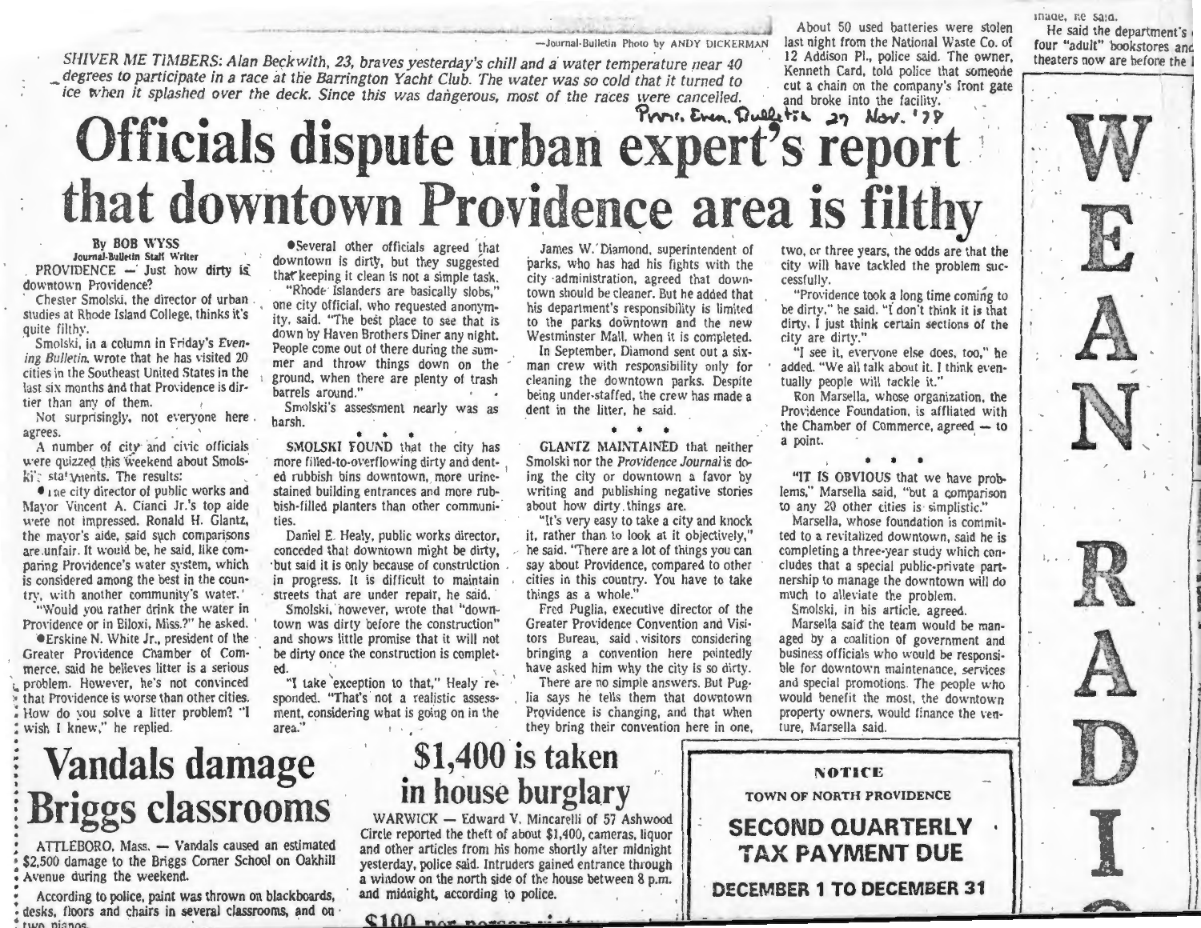—Journal-Bulletin Photo by ANDY DICKERMAN

*SHIVER ME TIMBERS: Alan Beckwith, 23, braves yesterday's chill and a water temperature near 40 degrees to participate in a race at the Barrington Yacht Club. The water was so cold that it turned to ice when it splashed over the deck. Since this was dangerous, most of the races were cancelled.*

About 50 used batteries were stolen last night from the National Waste Co. of 12 Addison Pl., police said. The owner, Kenneth Card, told police that someone cut a chain on the company's front gate and broke into the facility.

made, he said.

He said the department's four "adult" bookstores and theaters now are before the

Prov. Even. Bulletin 27 Nov. '78

# Officials dispute urban expert's report that downtown Providence area is filthy

By BOB WYSS
Journal-Bulletin Staff Writer

PROVIDENCE — Just how dirty is downtown Providence?

Chester Smolski, the director of urban studies at Rhode Island College, thinks it's quite filthy.

Smolski, in a column in Friday's *Evening Bulletin*, wrote that he has visited 20 cities in the Southeast United States in the last six months and that Providence is dirtier than any of them.

Not surprisingly, not everyone here agrees.

A number of city and civic officials were quizzed this weekend about Smolski's statements. The results:

• The city director of public works and Mayor Vincent A. Cianci Jr.'s top aide were not impressed. Ronald H. Glantz, the mayor's aide, said such comparisons are unfair. It would be, he said, like comparing Providence's water system, which is considered among the best in the country, with another community's water.

"Would you rather drink the water in Providence or in Biloxi, Miss.?" he asked.

• Erskine N. White Jr., president of the Greater Providence Chamber of Commerce, said he believes litter is a serious problem. However, he's not convinced that Providence is worse than other cities. How do you solve a litter problem? "I wish I knew," he replied.

• Several other officials agreed that downtown is dirty, but they suggested that keeping it clean is not a simple task.

"Rhode Islanders are basically slobs," one city official, who requested anonymity, said. "The best place to see that is down by Haven Brothers Diner any night. People come out of there during the summer and throw things down on the ground, when there are plenty of trash barrels around."

Smolski's assessment nearly was as harsh.

\* \* \*

SMOLSKI FOUND that the city has more filled-to-overflowing dirty and dented rubbish bins downtown, more urine-stained building entrances and more rubbish-filled planters than other communities.

Daniel E. Healy, public works director, conceded that downtown might be dirty, but said it is only because of construction in progress. It is difficult to maintain streets that are under repair, he said.

Smolski, however, wrote that "downtown was dirty before the construction" and shows little promise that it will not be dirty once the construction is completed.

"I take exception to that," Healy responded. "That's not a realistic assessment, considering what is going on in the area."

James W. Diamond, superintendent of parks, who has had his fights with the city administration, agreed that downtown should be cleaner. But he added that his department's responsibility is limited to the parks downtown and the new Westminster Mall, when it is completed.

In September, Diamond sent out a six-man crew with responsibility only for cleaning the downtown parks. Despite being under-staffed, the crew has made a dent in the litter, he said.

\* \* \*

GLANTZ MAINTAINED that neither Smolski nor the *Providence Journal* is doing the city or downtown a favor by writing and publishing negative stories about how dirty things are.

"It's very easy to take a city and knock it, rather than to look at it objectively," he said. "There are a lot of things you can say about Providence, compared to other cities in this country. You have to take things as a whole."

Fred Puglia, executive director of the Greater Providence Convention and Visitors Bureau, said visitors considering bringing a convention here pointedly have asked him why the city is so dirty.

There are no simple answers. But Puglia says he tells them that downtown Providence is changing, and that when they bring their convention here in one, two, or three years, the odds are that the city will have tackled the problem successfully.

"Providence took a long time coming to be dirty," he said. "I don't think it is that dirty. I just think certain sections of the city are dirty."

"I see it, everyone else does, too," he added. "We all talk about it. I think eventually people will tackle it."

Ron Marsella, whose organization, the Providence Foundation, is affliated with the Chamber of Commerce, agreed — to a point.

\* \* \*

"IT IS OBVIOUS that we have problems," Marsella said, "but a comparison to any 20 other cities is simplistic."

Marsella, whose foundation is committed to a revitalized downtown, said he is completing a three-year study which concludes that a special public-private partnership to manage the downtown will do much to alleviate the problem.

Smolski, in his article, agreed.

Marsella said the team would be managed by a coalition of government and business officials who would be responsible for downtown maintenance, services and special promotions. The people who would benefit the most, the downtown property owners, would finance the venture, Marsella said.

## Vandals damage Briggs classrooms

ATTLEBORO, Mass. — Vandals caused an estimated $2,500 damage to the Briggs Corner School on Oakhill Avenue during the weekend.

According to police, paint was thrown on blackboards, desks, floors and chairs in several classrooms, and on two pianos.

## $1,400 is taken in house burglary

WARWICK — Edward V. Mincarelli of 57 Ashwood Circle reported the theft of about $1,400, cameras, liquor and other articles from his home shortly after midnight yesterday, police said. Intruders gained entrance through a window on the north side of the house between 8 p.m. and midnight, according to police.

**NOTICE**

**TOWN OF NORTH PROVIDENCE**

**SECOND QUARTERLY TAX PAYMENT DUE**

**DECEMBER 1 TO DECEMBER 31**

WEAN RADI